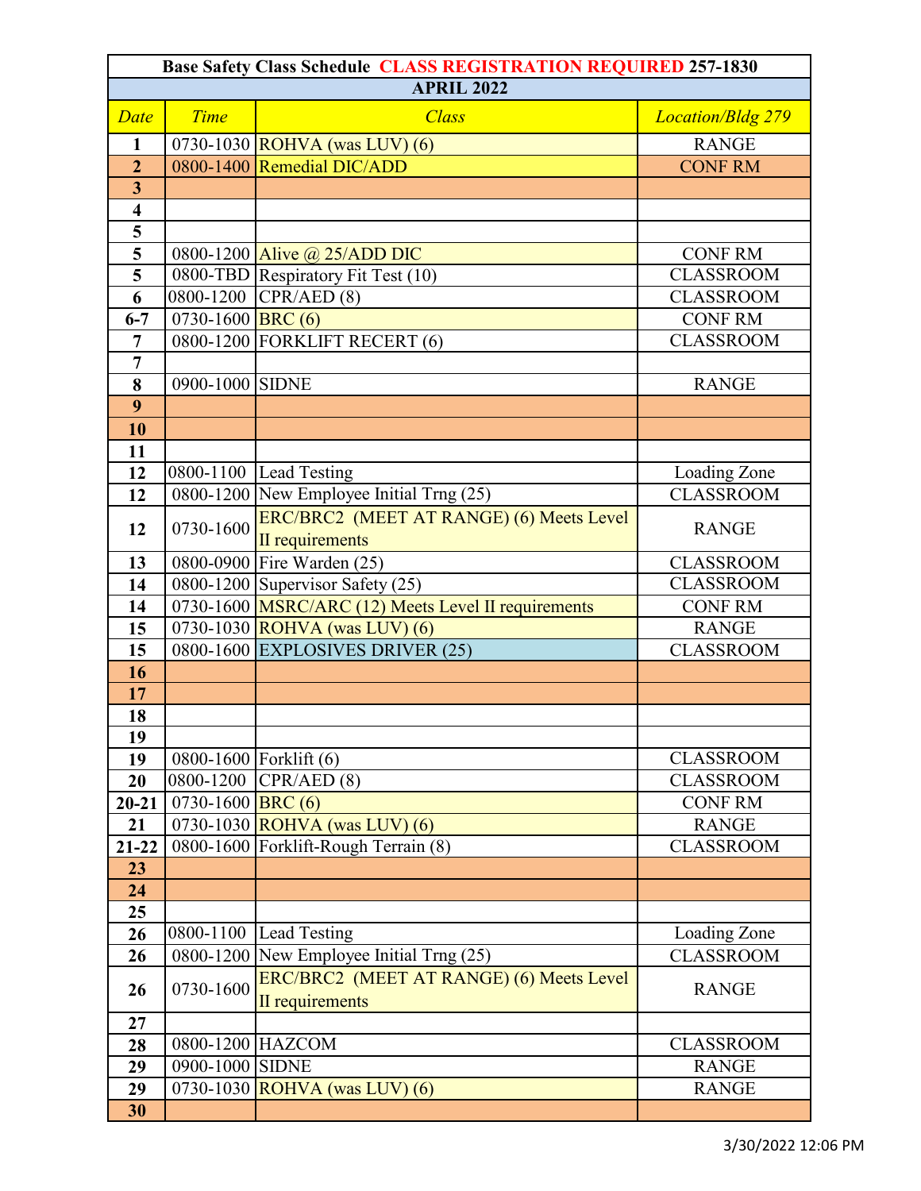**Base Safety Class Schedule** **CLASS REGISTRATION REQUIRED** **257-1830**

**APRIL 2022**

| *Date* | *Time* | *Class* | *Location/Bldg 279* |
|---|---|---|---|
| **1** | 0730-1030 | ROHVA (was LUV) (6) | RANGE |
| **2** | 0800-1400 | Remedial DIC/ADD | CONF RM |
| **3** | | | |
| **4** | | | |
| **5** | | | |
| **5** | 0800-1200 | Alive @ 25/ADD DIC | CONF RM |
| **5** | 0800-TBD | Respiratory Fit Test (10) | CLASSROOM |
| **6** | 0800-1200 | CPR/AED (8) | CLASSROOM |
| **6-7** | 0730-1600 | BRC (6) | CONF RM |
| **7** | 0800-1200 | FORKLIFT RECERT (6) | CLASSROOM |
| **7** | | | |
| **8** | 0900-1000 | SIDNE | RANGE |
| **9** | | | |
| **10** | | | |
| **11** | | | |
| **12** | 0800-1100 | Lead Testing | Loading Zone |
| **12** | 0800-1200 | New Employee Initial Trng (25) | CLASSROOM |
| **12** | 0730-1600 | ERC/BRC2 (MEET AT RANGE) (6) Meets Level II requirements | RANGE |
| **13** | 0800-0900 | Fire Warden (25) | CLASSROOM |
| **14** | 0800-1200 | Supervisor Safety (25) | CLASSROOM |
| **14** | 0730-1600 | MSRC/ARC (12) Meets Level II requirements | CONF RM |
| **15** | 0730-1030 | ROHVA (was LUV) (6) | RANGE |
| **15** | 0800-1600 | EXPLOSIVES DRIVER (25) | CLASSROOM |
| **16** | | | |
| **17** | | | |
| **18** | | | |
| **19** | | | |
| **19** | 0800-1600 | Forklift (6) | CLASSROOM |
| **20** | 0800-1200 | CPR/AED (8) | CLASSROOM |
| **20-21** | 0730-1600 | BRC (6) | CONF RM |
| **21** | 0730-1030 | ROHVA (was LUV) (6) | RANGE |
| **21-22** | 0800-1600 | Forklift-Rough Terrain (8) | CLASSROOM |
| **23** | | | |
| **24** | | | |
| **25** | | | |
| **26** | 0800-1100 | Lead Testing | Loading Zone |
| **26** | 0800-1200 | New Employee Initial Trng (25) | CLASSROOM |
| **26** | 0730-1600 | ERC/BRC2 (MEET AT RANGE) (6) Meets Level II requirements | RANGE |
| **27** | | | |
| **28** | 0800-1200 | HAZCOM | CLASSROOM |
| **29** | 0900-1000 | SIDNE | RANGE |
| **29** | 0730-1030 | ROHVA (was LUV) (6) | RANGE |
| **30** | | | |

3/30/2022 12:06 PM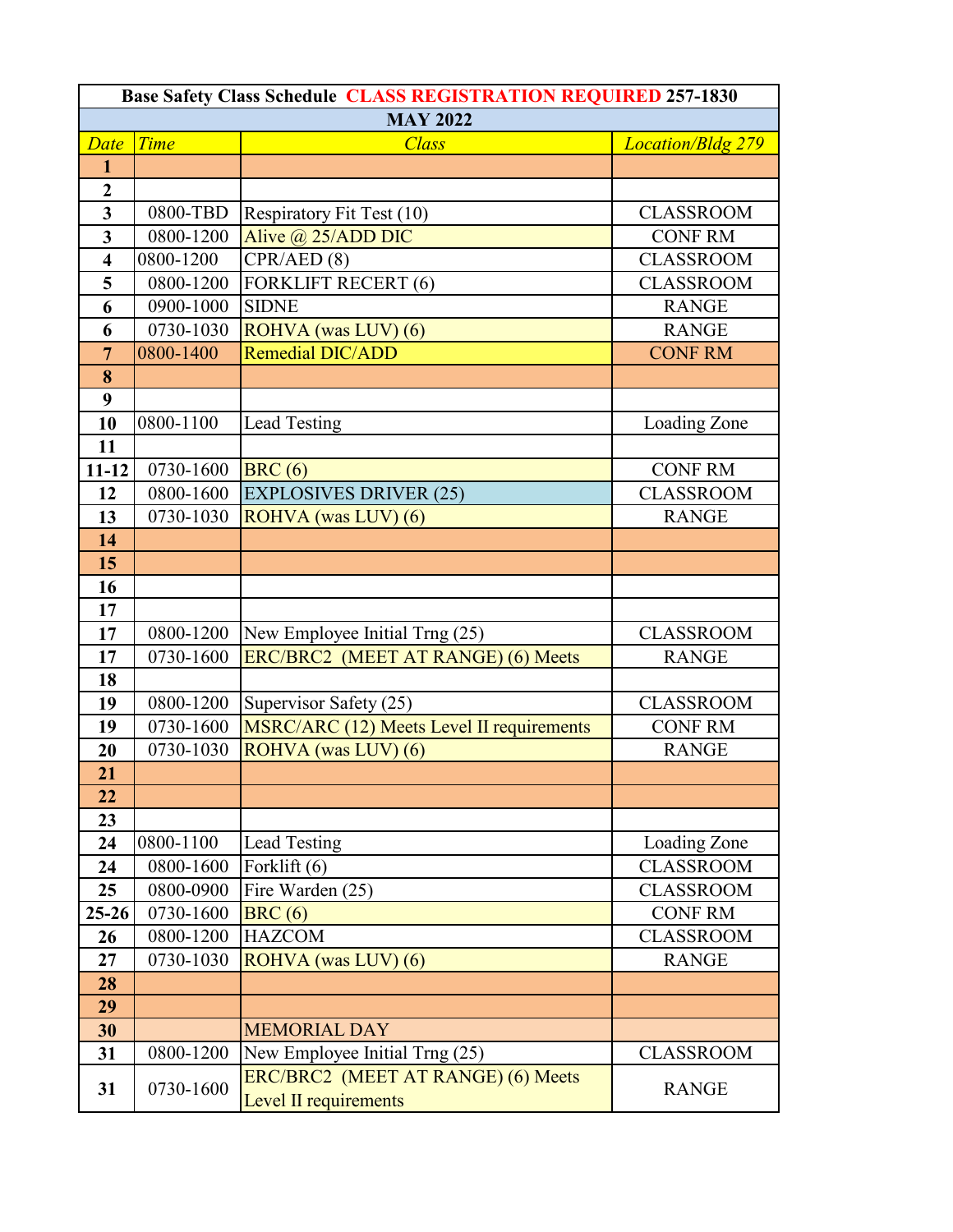| Base Safety Class Schedule CLASS REGISTRATION REQUIRED 257-1830 | | | |
|---|---|---|---|
| **MAY 2022** | | | |
| *Date* | *Time* | *Class* | *Location/Bldg 279* |
| **1** | | | |
| **2** | | | |
| **3** | 0800-TBD | Respiratory Fit Test (10) | CLASSROOM |
| **3** | 0800-1200 | Alive @ 25/ADD DIC | CONF RM |
| **4** | 0800-1200 | CPR/AED (8) | CLASSROOM |
| **5** | 0800-1200 | FORKLIFT RECERT (6) | CLASSROOM |
| **6** | 0900-1000 | SIDNE | RANGE |
| **6** | 0730-1030 | ROHVA (was LUV) (6) | RANGE |
| **7** | 0800-1400 | Remedial DIC/ADD | CONF RM |
| **8** | | | |
| **9** | | | |
| **10** | 0800-1100 | Lead Testing | Loading Zone |
| **11** | | | |
| **11-12** | 0730-1600 | BRC (6) | CONF RM |
| **12** | 0800-1600 | EXPLOSIVES DRIVER (25) | CLASSROOM |
| **13** | 0730-1030 | ROHVA (was LUV) (6) | RANGE |
| **14** | | | |
| **15** | | | |
| **16** | | | |
| **17** | | | |
| **17** | 0800-1200 | New Employee Initial Trng (25) | CLASSROOM |
| **17** | 0730-1600 | ERC/BRC2 (MEET AT RANGE) (6) Meets | RANGE |
| **18** | | | |
| **19** | 0800-1200 | Supervisor Safety (25) | CLASSROOM |
| **19** | 0730-1600 | MSRC/ARC (12) Meets Level II requirements | CONF RM |
| **20** | 0730-1030 | ROHVA (was LUV) (6) | RANGE |
| **21** | | | |
| **22** | | | |
| **23** | | | |
| **24** | 0800-1100 | Lead Testing | Loading Zone |
| **24** | 0800-1600 | Forklift (6) | CLASSROOM |
| **25** | 0800-0900 | Fire Warden (25) | CLASSROOM |
| **25-26** | 0730-1600 | BRC (6) | CONF RM |
| **26** | 0800-1200 | HAZCOM | CLASSROOM |
| **27** | 0730-1030 | ROHVA (was LUV) (6) | RANGE |
| **28** | | | |
| **29** | | | |
| **30** | | MEMORIAL DAY | |
| **31** | 0800-1200 | New Employee Initial Trng (25) | CLASSROOM |
| **31** | 0730-1600 | ERC/BRC2 (MEET AT RANGE) (6) Meets Level II requirements | RANGE |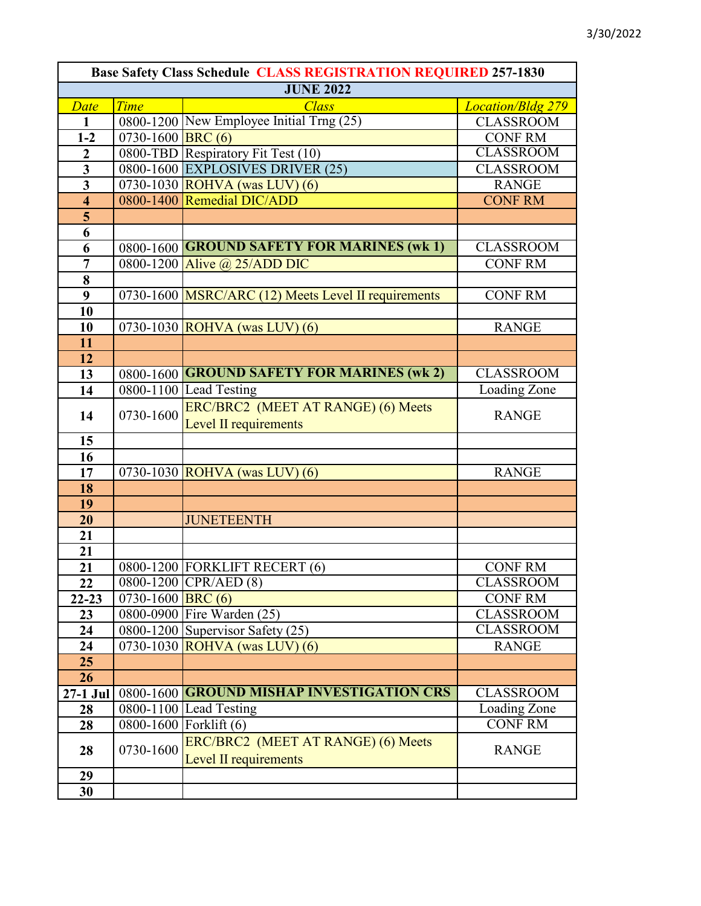3/30/2022

| Base Safety Class Schedule CLASS REGISTRATION REQUIRED 257-1830 | | | |
|---|---|---|---|
| JUNE 2022 | | | |
| *Date* | *Time* | *Class* | *Location/Bldg 279* |
| **1** | 0800-1200 | New Employee Initial Trng (25) | CLASSROOM |
| **1-2** | 0730-1600 | BRC (6) | CONF RM |
| **2** | 0800-TBD | Respiratory Fit Test (10) | CLASSROOM |
| **3** | 0800-1600 | EXPLOSIVES DRIVER (25) | CLASSROOM |
| **3** | 0730-1030 | ROHVA (was LUV) (6) | RANGE |
| **4** | 0800-1400 | Remedial DIC/ADD | CONF RM |
| **5** | | | |
| **6** | | | |
| **6** | 0800-1600 | **GROUND SAFETY FOR MARINES (wk 1)** | CLASSROOM |
| **7** | 0800-1200 | Alive @ 25/ADD DIC | CONF RM |
| **8** | | | |
| **9** | 0730-1600 | MSRC/ARC (12) Meets Level II requirements | CONF RM |
| **10** | | | |
| **10** | 0730-1030 | ROHVA (was LUV) (6) | RANGE |
| **11** | | | |
| **12** | | | |
| **13** | 0800-1600 | **GROUND SAFETY FOR MARINES (wk 2)** | CLASSROOM |
| **14** | 0800-1100 | Lead Testing | Loading Zone |
| **14** | 0730-1600 | ERC/BRC2 (MEET AT RANGE) (6) Meets Level II requirements | RANGE |
| **15** | | | |
| **16** | | | |
| **17** | 0730-1030 | ROHVA (was LUV) (6) | RANGE |
| **18** | | | |
| **19** | | | |
| **20** | | JUNETEENTH | |
| **21** | | | |
| **21** | | | |
| **21** | 0800-1200 | FORKLIFT RECERT (6) | CONF RM |
| **22** | 0800-1200 | CPR/AED (8) | CLASSROOM |
| **22-23** | 0730-1600 | BRC (6) | CONF RM |
| **23** | 0800-0900 | Fire Warden (25) | CLASSROOM |
| **24** | 0800-1200 | Supervisor Safety (25) | CLASSROOM |
| **24** | 0730-1030 | ROHVA (was LUV) (6) | RANGE |
| **25** | | | |
| **26** | | | |
| **27-1 Jul** | 0800-1600 | **GROUND MISHAP INVESTIGATION CRS** | CLASSROOM |
| **28** | 0800-1100 | Lead Testing | Loading Zone |
| **28** | 0800-1600 | Forklift (6) | CONF RM |
| **28** | 0730-1600 | ERC/BRC2 (MEET AT RANGE) (6) Meets Level II requirements | RANGE |
| **29** | | | |
| **30** | | | |